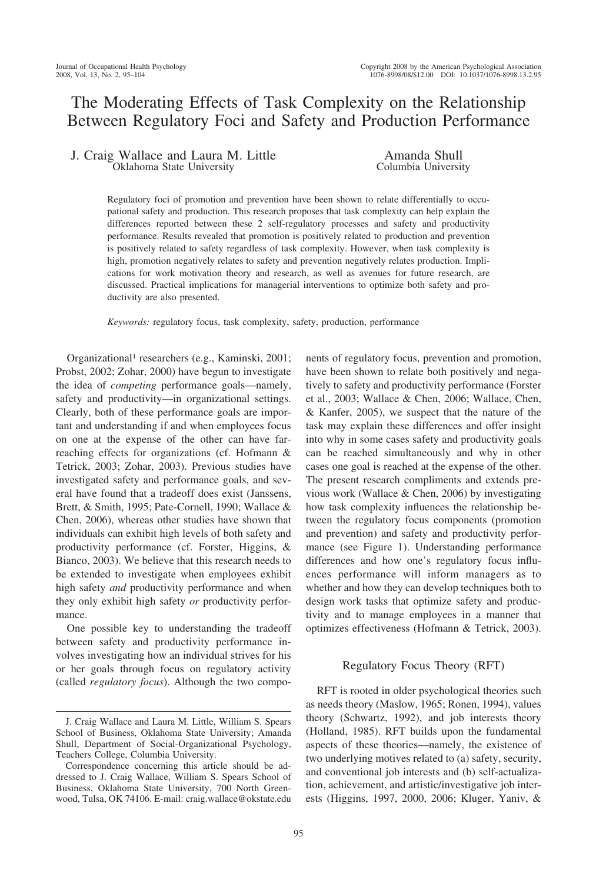# The Moderating Effects of Task Complexity on the Relationship Between Regulatory Foci and Safety and Production Performance

J. Craig Wallace and Laura M. Little
Oklahoma State University

Amanda Shull
Columbia University

Regulatory foci of promotion and prevention have been shown to relate differentially to occupational safety and production. This research proposes that task complexity can help explain the differences reported between these 2 self-regulatory processes and safety and productivity performance. Results revealed that promotion is positively related to production and prevention is positively related to safety regardless of task complexity. However, when task complexity is high, promotion negatively relates to safety and prevention negatively relates production. Implications for work motivation theory and research, as well as avenues for future research, are discussed. Practical implications for managerial interventions to optimize both safety and productivity are also presented.

*Keywords:* regulatory focus, task complexity, safety, production, performance

Organizational[1] researchers (e.g., Kaminski, 2001; Probst, 2002; Zohar, 2000) have begun to investigate the idea of *competing* performance goals—namely, safety and productivity—in organizational settings. Clearly, both of these performance goals are important and understanding if and when employees focus on one at the expense of the other can have far-reaching effects for organizations (cf. Hofmann & Tetrick, 2003; Zohar, 2003). Previous studies have investigated safety and performance goals, and several have found that a tradeoff does exist (Janssens, Brett, & Smith, 1995; Pate-Cornell, 1990; Wallace & Chen, 2006), whereas other studies have shown that individuals can exhibit high levels of both safety and productivity performance (cf. Forster, Higgins, & Bianco, 2003). We believe that this research needs to be extended to investigate when employees exhibit high safety *and* productivity performance and when they only exhibit high safety *or* productivity performance.

One possible key to understanding the tradeoff between safety and productivity performance involves investigating how an individual strives for his or her goals through focus on regulatory activity (called *regulatory focus*). Although the two components of regulatory focus, prevention and promotion, have been shown to relate both positively and negatively to safety and productivity performance (Forster et al., 2003; Wallace & Chen, 2006; Wallace, Chen, & Kanfer, 2005), we suspect that the nature of the task may explain these differences and offer insight into why in some cases safety and productivity goals can be reached simultaneously and why in other cases one goal is reached at the expense of the other. The present research compliments and extends previous work (Wallace & Chen, 2006) by investigating how task complexity influences the relationship between the regulatory focus components (promotion and prevention) and safety and productivity performance (see Figure 1). Understanding performance differences and how one's regulatory focus influences performance will inform managers as to whether and how they can develop techniques both to design work tasks that optimize safety and productivity and to manage employees in a manner that optimizes effectiveness (Hofmann & Tetrick, 2003).

## Regulatory Focus Theory (RFT)

RFT is rooted in older psychological theories such as needs theory (Maslow, 1965; Ronen, 1994), values theory (Schwartz, 1992), and job interests theory (Holland, 1985). RFT builds upon the fundamental aspects of these theories—namely, the existence of two underlying motives related to (a) safety, security, and conventional job interests and (b) self-actualization, achievement, and artistic/investigative job interests (Higgins, 1997, 2000, 2006; Kluger, Yaniv, &

---

J. Craig Wallace and Laura M. Little, William S. Spears School of Business, Oklahoma State University; Amanda Shull, Department of Social-Organizational Psychology, Teachers College, Columbia University.

Correspondence concerning this article should be addressed to J. Craig Wallace, William S. Spears School of Business, Oklahoma State University, 700 North Greenwood, Tulsa, OK 74106. E-mail: craig.wallace@okstate.edu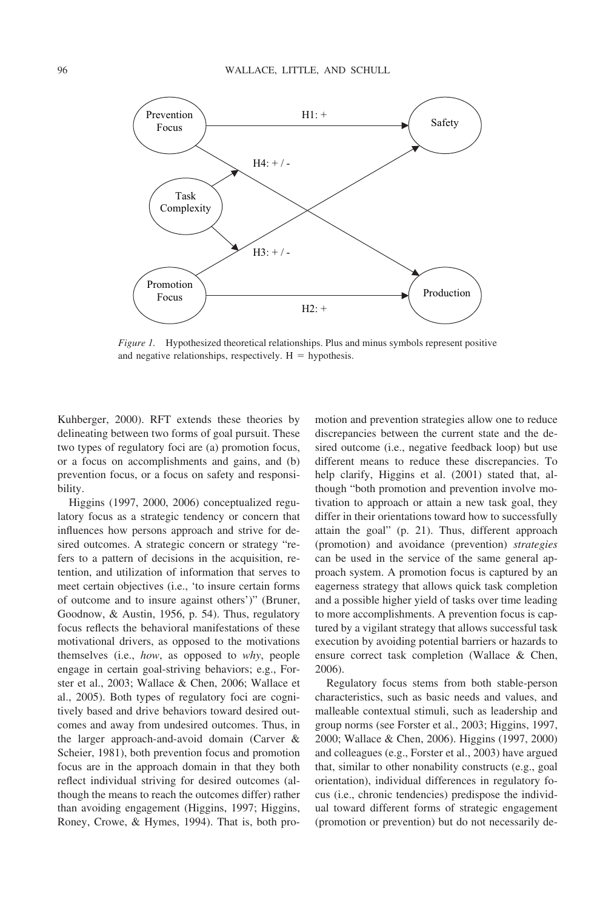*Figure 1.* Hypothesized theoretical relationships. Plus and minus symbols represent positive and negative relationships, respectively. H = hypothesis.

Kuhberger, 2000). RFT extends these theories by delineating between two forms of goal pursuit. These two types of regulatory foci are (a) promotion focus, or a focus on accomplishments and gains, and (b) prevention focus, or a focus on safety and responsibility.

Higgins (1997, 2000, 2006) conceptualized regulatory focus as a strategic tendency or concern that influences how persons approach and strive for desired outcomes. A strategic concern or strategy "refers to a pattern of decisions in the acquisition, retention, and utilization of information that serves to meet certain objectives (i.e., 'to insure certain forms of outcome and to insure against others')" (Bruner, Goodnow, & Austin, 1956, p. 54). Thus, regulatory focus reflects the behavioral manifestations of these motivational drivers, as opposed to the motivations themselves (i.e., *how*, as opposed to *why*, people engage in certain goal-striving behaviors; e.g., Forster et al., 2003; Wallace & Chen, 2006; Wallace et al., 2005). Both types of regulatory foci are cognitively based and drive behaviors toward desired outcomes and away from undesired outcomes. Thus, in the larger approach-and-avoid domain (Carver & Scheier, 1981), both prevention focus and promotion focus are in the approach domain in that they both reflect individual striving for desired outcomes (although the means to reach the outcomes differ) rather than avoiding engagement (Higgins, 1997; Higgins, Roney, Crowe, & Hymes, 1994). That is, both promotion and prevention strategies allow one to reduce discrepancies between the current state and the desired outcome (i.e., negative feedback loop) but use different means to reduce these discrepancies. To help clarify, Higgins et al. (2001) stated that, although "both promotion and prevention involve motivation to approach or attain a new task goal, they differ in their orientations toward how to successfully attain the goal" (p. 21). Thus, different approach (promotion) and avoidance (prevention) *strategies* can be used in the service of the same general approach system. A promotion focus is captured by an eagerness strategy that allows quick task completion and a possible higher yield of tasks over time leading to more accomplishments. A prevention focus is captured by a vigilant strategy that allows successful task execution by avoiding potential barriers or hazards to ensure correct task completion (Wallace & Chen, 2006).

Regulatory focus stems from both stable-person characteristics, such as basic needs and values, and malleable contextual stimuli, such as leadership and group norms (see Forster et al., 2003; Higgins, 1997, 2000; Wallace & Chen, 2006). Higgins (1997, 2000) and colleagues (e.g., Forster et al., 2003) have argued that, similar to other nonability constructs (e.g., goal orientation), individual differences in regulatory focus (i.e., chronic tendencies) predispose the individual toward different forms of strategic engagement (promotion or prevention) but do not necessarily de-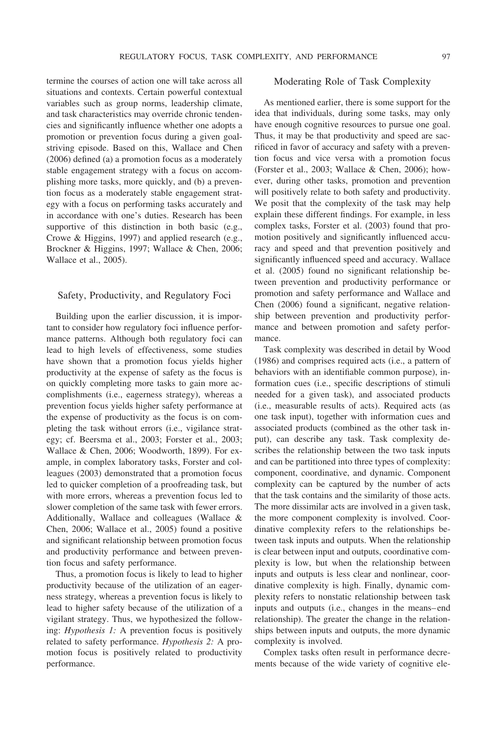termine the courses of action one will take across all situations and contexts. Certain powerful contextual variables such as group norms, leadership climate, and task characteristics may override chronic tendencies and significantly influence whether one adopts a promotion or prevention focus during a given goal-striving episode. Based on this, Wallace and Chen (2006) defined (a) a promotion focus as a moderately stable engagement strategy with a focus on accomplishing more tasks, more quickly, and (b) a prevention focus as a moderately stable engagement strategy with a focus on performing tasks accurately and in accordance with one's duties. Research has been supportive of this distinction in both basic (e.g., Crowe & Higgins, 1997) and applied research (e.g., Brockner & Higgins, 1997; Wallace & Chen, 2006; Wallace et al., 2005).

## Safety, Productivity, and Regulatory Foci

Building upon the earlier discussion, it is important to consider how regulatory foci influence performance patterns. Although both regulatory foci can lead to high levels of effectiveness, some studies have shown that a promotion focus yields higher productivity at the expense of safety as the focus is on quickly completing more tasks to gain more accomplishments (i.e., eagerness strategy), whereas a prevention focus yields higher safety performance at the expense of productivity as the focus is on completing the task without errors (i.e., vigilance strategy; cf. Beersma et al., 2003; Forster et al., 2003; Wallace & Chen, 2006; Woodworth, 1899). For example, in complex laboratory tasks, Forster and colleagues (2003) demonstrated that a promotion focus led to quicker completion of a proofreading task, but with more errors, whereas a prevention focus led to slower completion of the same task with fewer errors. Additionally, Wallace and colleagues (Wallace & Chen, 2006; Wallace et al., 2005) found a positive and significant relationship between promotion focus and productivity performance and between prevention focus and safety performance.

Thus, a promotion focus is likely to lead to higher productivity because of the utilization of an eagerness strategy, whereas a prevention focus is likely to lead to higher safety because of the utilization of a vigilant strategy. Thus, we hypothesized the following: *Hypothesis 1:* A prevention focus is positively related to safety performance. *Hypothesis 2:* A promotion focus is positively related to productivity performance.

## Moderating Role of Task Complexity

As mentioned earlier, there is some support for the idea that individuals, during some tasks, may only have enough cognitive resources to pursue one goal. Thus, it may be that productivity and speed are sacrificed in favor of accuracy and safety with a prevention focus and vice versa with a promotion focus (Forster et al., 2003; Wallace & Chen, 2006); however, during other tasks, promotion and prevention will positively relate to both safety and productivity. We posit that the complexity of the task may help explain these different findings. For example, in less complex tasks, Forster et al. (2003) found that promotion positively and significantly influenced accuracy and speed and that prevention positively and significantly influenced speed and accuracy. Wallace et al. (2005) found no significant relationship between prevention and productivity performance or promotion and safety performance and Wallace and Chen (2006) found a significant, negative relationship between prevention and productivity performance and between promotion and safety performance.

Task complexity was described in detail by Wood (1986) and comprises required acts (i.e., a pattern of behaviors with an identifiable common purpose), information cues (i.e., specific descriptions of stimuli needed for a given task), and associated products (i.e., measurable results of acts). Required acts (as one task input), together with information cues and associated products (combined as the other task input), can describe any task. Task complexity describes the relationship between the two task inputs and can be partitioned into three types of complexity: component, coordinative, and dynamic. Component complexity can be captured by the number of acts that the task contains and the similarity of those acts. The more dissimilar acts are involved in a given task, the more component complexity is involved. Coordinative complexity refers to the relationships between task inputs and outputs. When the relationship is clear between input and outputs, coordinative complexity is low, but when the relationship between inputs and outputs is less clear and nonlinear, coordinative complexity is high. Finally, dynamic complexity refers to nonstatic relationship between task inputs and outputs (i.e., changes in the means–end relationship). The greater the change in the relationships between inputs and outputs, the more dynamic complexity is involved.

Complex tasks often result in performance decrements because of the wide variety of cognitive ele-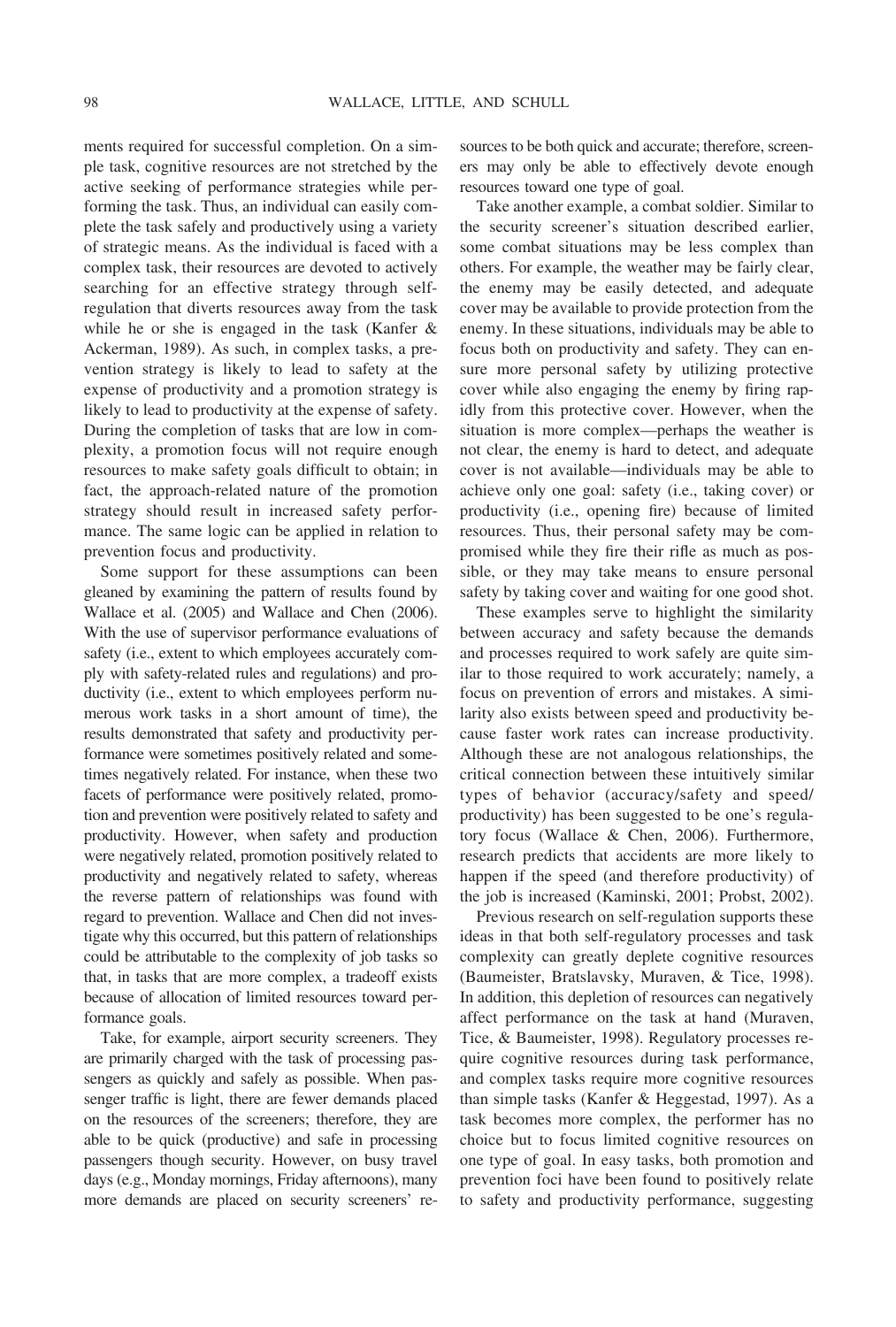ments required for successful completion. On a simple task, cognitive resources are not stretched by the active seeking of performance strategies while performing the task. Thus, an individual can easily complete the task safely and productively using a variety of strategic means. As the individual is faced with a complex task, their resources are devoted to actively searching for an effective strategy through self-regulation that diverts resources away from the task while he or she is engaged in the task (Kanfer & Ackerman, 1989). As such, in complex tasks, a prevention strategy is likely to lead to safety at the expense of productivity and a promotion strategy is likely to lead to productivity at the expense of safety. During the completion of tasks that are low in complexity, a promotion focus will not require enough resources to make safety goals difficult to obtain; in fact, the approach-related nature of the promotion strategy should result in increased safety performance. The same logic can be applied in relation to prevention focus and productivity.

Some support for these assumptions can been gleaned by examining the pattern of results found by Wallace et al. (2005) and Wallace and Chen (2006). With the use of supervisor performance evaluations of safety (i.e., extent to which employees accurately comply with safety-related rules and regulations) and productivity (i.e., extent to which employees perform numerous work tasks in a short amount of time), the results demonstrated that safety and productivity performance were sometimes positively related and sometimes negatively related. For instance, when these two facets of performance were positively related, promotion and prevention were positively related to safety and productivity. However, when safety and production were negatively related, promotion positively related to productivity and negatively related to safety, whereas the reverse pattern of relationships was found with regard to prevention. Wallace and Chen did not investigate why this occurred, but this pattern of relationships could be attributable to the complexity of job tasks so that, in tasks that are more complex, a tradeoff exists because of allocation of limited resources toward performance goals.

Take, for example, airport security screeners. They are primarily charged with the task of processing passengers as quickly and safely as possible. When passenger traffic is light, there are fewer demands placed on the resources of the screeners; therefore, they are able to be quick (productive) and safe in processing passengers though security. However, on busy travel days (e.g., Monday mornings, Friday afternoons), many more demands are placed on security screeners' resources to be both quick and accurate; therefore, screeners may only be able to effectively devote enough resources toward one type of goal.

Take another example, a combat soldier. Similar to the security screener's situation described earlier, some combat situations may be less complex than others. For example, the weather may be fairly clear, the enemy may be easily detected, and adequate cover may be available to provide protection from the enemy. In these situations, individuals may be able to focus both on productivity and safety. They can ensure more personal safety by utilizing protective cover while also engaging the enemy by firing rapidly from this protective cover. However, when the situation is more complex—perhaps the weather is not clear, the enemy is hard to detect, and adequate cover is not available—individuals may be able to achieve only one goal: safety (i.e., taking cover) or productivity (i.e., opening fire) because of limited resources. Thus, their personal safety may be compromised while they fire their rifle as much as possible, or they may take means to ensure personal safety by taking cover and waiting for one good shot.

These examples serve to highlight the similarity between accuracy and safety because the demands and processes required to work safely are quite similar to those required to work accurately; namely, a focus on prevention of errors and mistakes. A similarity also exists between speed and productivity because faster work rates can increase productivity. Although these are not analogous relationships, the critical connection between these intuitively similar types of behavior (accuracy/safety and speed/productivity) has been suggested to be one's regulatory focus (Wallace & Chen, 2006). Furthermore, research predicts that accidents are more likely to happen if the speed (and therefore productivity) of the job is increased (Kaminski, 2001; Probst, 2002).

Previous research on self-regulation supports these ideas in that both self-regulatory processes and task complexity can greatly deplete cognitive resources (Baumeister, Bratslavsky, Muraven, & Tice, 1998). In addition, this depletion of resources can negatively affect performance on the task at hand (Muraven, Tice, & Baumeister, 1998). Regulatory processes require cognitive resources during task performance, and complex tasks require more cognitive resources than simple tasks (Kanfer & Heggestad, 1997). As a task becomes more complex, the performer has no choice but to focus limited cognitive resources on one type of goal. In easy tasks, both promotion and prevention foci have been found to positively relate to safety and productivity performance, suggesting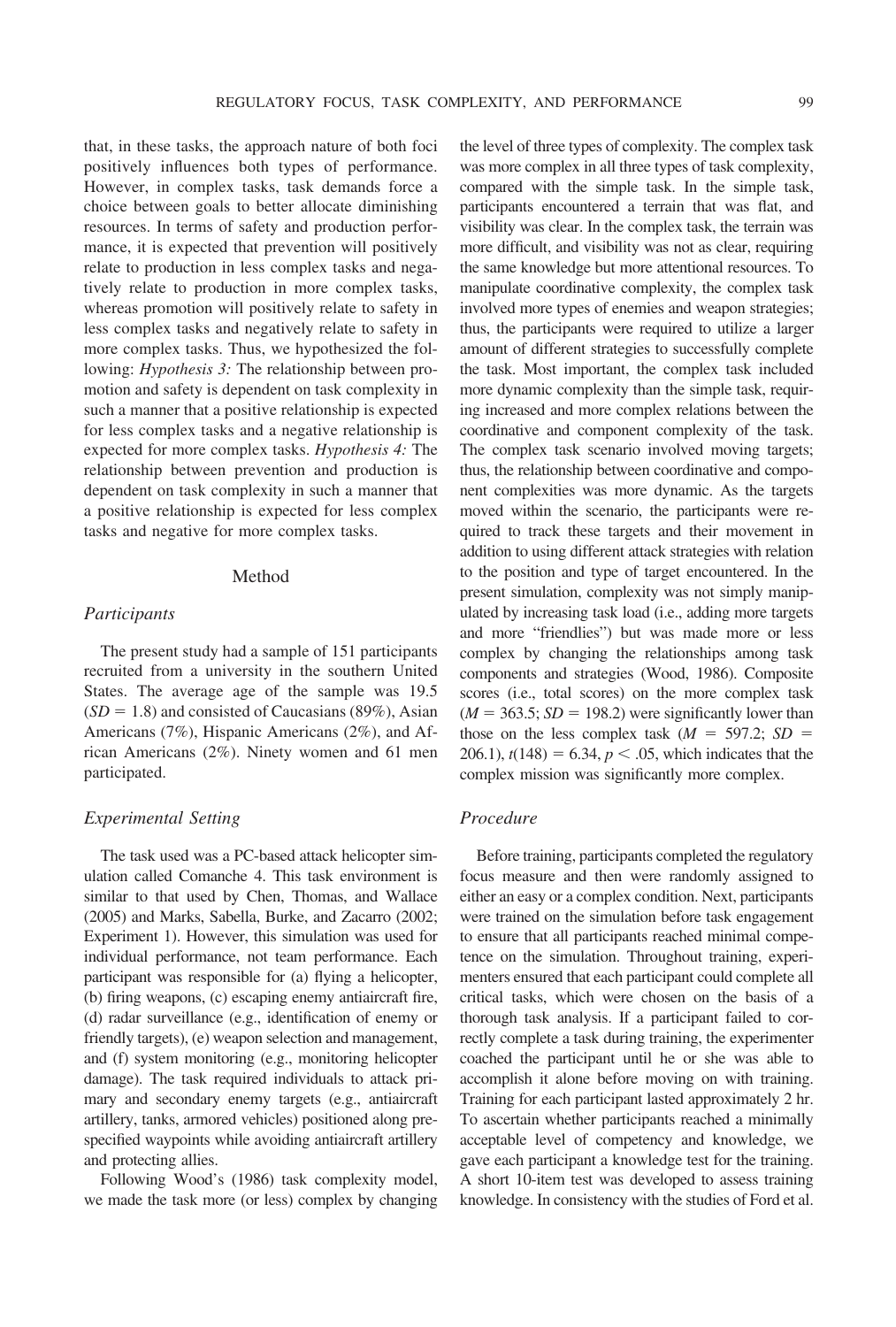that, in these tasks, the approach nature of both foci positively influences both types of performance. However, in complex tasks, task demands force a choice between goals to better allocate diminishing resources. In terms of safety and production performance, it is expected that prevention will positively relate to production in less complex tasks and negatively relate to production in more complex tasks, whereas promotion will positively relate to safety in less complex tasks and negatively relate to safety in more complex tasks. Thus, we hypothesized the following: *Hypothesis 3:* The relationship between promotion and safety is dependent on task complexity in such a manner that a positive relationship is expected for less complex tasks and a negative relationship is expected for more complex tasks. *Hypothesis 4:* The relationship between prevention and production is dependent on task complexity in such a manner that a positive relationship is expected for less complex tasks and negative for more complex tasks.

## Method

### Participants

The present study had a sample of 151 participants recruited from a university in the southern United States. The average age of the sample was 19.5 ($SD = 1.8$) and consisted of Caucasians (89%), Asian Americans (7%), Hispanic Americans (2%), and African Americans (2%). Ninety women and 61 men participated.

### Experimental Setting

The task used was a PC-based attack helicopter simulation called Comanche 4. This task environment is similar to that used by Chen, Thomas, and Wallace (2005) and Marks, Sabella, Burke, and Zacarro (2002; Experiment 1). However, this simulation was used for individual performance, not team performance. Each participant was responsible for (a) flying a helicopter, (b) firing weapons, (c) escaping enemy antiaircraft fire, (d) radar surveillance (e.g., identification of enemy or friendly targets), (e) weapon selection and management, and (f) system monitoring (e.g., monitoring helicopter damage). The task required individuals to attack primary and secondary enemy targets (e.g., antiaircraft artillery, tanks, armored vehicles) positioned along prespecified waypoints while avoiding antiaircraft artillery and protecting allies.

Following Wood's (1986) task complexity model, we made the task more (or less) complex by changing the level of three types of complexity. The complex task was more complex in all three types of task complexity, compared with the simple task. In the simple task, participants encountered a terrain that was flat, and visibility was clear. In the complex task, the terrain was more difficult, and visibility was not as clear, requiring the same knowledge but more attentional resources. To manipulate coordinative complexity, the complex task involved more types of enemies and weapon strategies; thus, the participants were required to utilize a larger amount of different strategies to successfully complete the task. Most important, the complex task included more dynamic complexity than the simple task, requiring increased and more complex relations between the coordinative and component complexity of the task. The complex task scenario involved moving targets; thus, the relationship between coordinative and component complexities was more dynamic. As the targets moved within the scenario, the participants were required to track these targets and their movement in addition to using different attack strategies with relation to the position and type of target encountered. In the present simulation, complexity was not simply manipulated by increasing task load (i.e., adding more targets and more "friendlies") but was made more or less complex by changing the relationships among task components and strategies (Wood, 1986). Composite scores (i.e., total scores) on the more complex task ($M = 363.5$; $SD = 198.2$) were significantly lower than those on the less complex task ($M = 597.2$; $SD = 206.1$), $t(148) = 6.34$, $p < .05$, which indicates that the complex mission was significantly more complex.

### Procedure

Before training, participants completed the regulatory focus measure and then were randomly assigned to either an easy or a complex condition. Next, participants were trained on the simulation before task engagement to ensure that all participants reached minimal competence on the simulation. Throughout training, experimenters ensured that each participant could complete all critical tasks, which were chosen on the basis of a thorough task analysis. If a participant failed to correctly complete a task during training, the experimenter coached the participant until he or she was able to accomplish it alone before moving on with training. Training for each participant lasted approximately 2 hr. To ascertain whether participants reached a minimally acceptable level of competency and knowledge, we gave each participant a knowledge test for the training. A short 10-item test was developed to assess training knowledge. In consistency with the studies of Ford et al.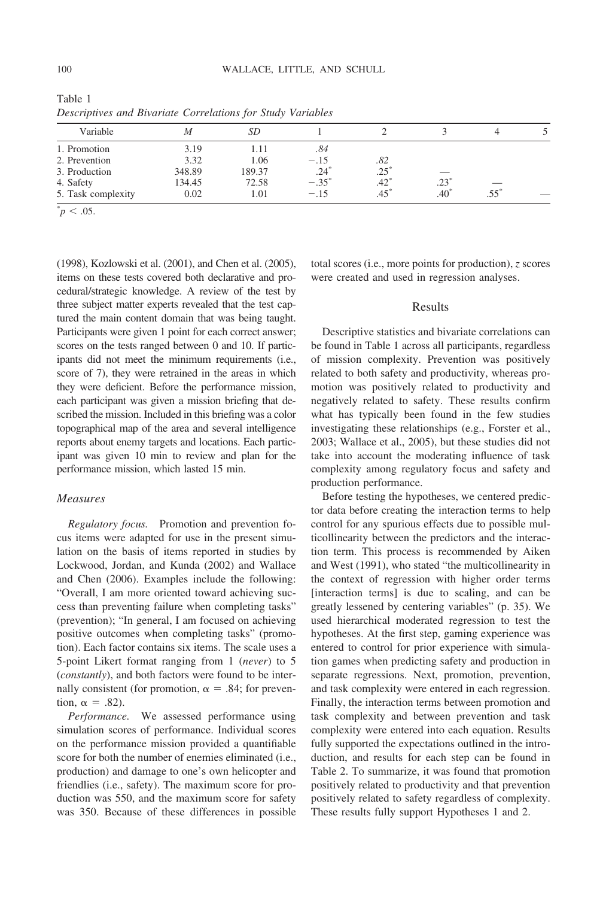Table 1
*Descriptives and Bivariate Correlations for Study Variables*

| Variable | *M* | *SD* | 1 | 2 | 3 | 4 | 5 |
|---|---|---|---|---|---|---|---|
| 1. Promotion | 3.19 | 1.11 | *.84* | | | | |
| 2. Prevention | 3.32 | 1.06 | −.15 | *.82* | | | |
| 3. Production | 348.89 | 189.37 | .24* | .25* | — | | |
| 4. Safety | 134.45 | 72.58 | −.35* | .42* | .23* | — | |
| 5. Task complexity | 0.02 | 1.01 | −.15 | .45* | .40* | .55* | — |

* $p < .05$.

(1998), Kozlowski et al. (2001), and Chen et al. (2005), items on these tests covered both declarative and procedural/strategic knowledge. A review of the test by three subject matter experts revealed that the test captured the main content domain that was being taught. Participants were given 1 point for each correct answer; scores on the tests ranged between 0 and 10. If participants did not meet the minimum requirements (i.e., score of 7), they were retrained in the areas in which they were deficient. Before the performance mission, each participant was given a mission briefing that described the mission. Included in this briefing was a color topographical map of the area and several intelligence reports about enemy targets and locations. Each participant was given 10 min to review and plan for the performance mission, which lasted 15 min.

### Measures

*Regulatory focus.* Promotion and prevention focus items were adapted for use in the present simulation on the basis of items reported in studies by Lockwood, Jordan, and Kunda (2002) and Wallace and Chen (2006). Examples include the following: "Overall, I am more oriented toward achieving success than preventing failure when completing tasks" (prevention); "In general, I am focused on achieving positive outcomes when completing tasks" (promotion). Each factor contains six items. The scale uses a 5-point Likert format ranging from 1 (*never*) to 5 (*constantly*), and both factors were found to be internally consistent (for promotion, $\alpha = .84$; for prevention, $\alpha = .82$).

*Performance.* We assessed performance using simulation scores of performance. Individual scores on the performance mission provided a quantifiable score for both the number of enemies eliminated (i.e., production) and damage to one's own helicopter and friendlies (i.e., safety). The maximum score for production was 550, and the maximum score for safety was 350. Because of these differences in possible total scores (i.e., more points for production), *z* scores were created and used in regression analyses.

## Results

Descriptive statistics and bivariate correlations can be found in Table 1 across all participants, regardless of mission complexity. Prevention was positively related to both safety and productivity, whereas promotion was positively related to productivity and negatively related to safety. These results confirm what has typically been found in the few studies investigating these relationships (e.g., Forster et al., 2003; Wallace et al., 2005), but these studies did not take into account the moderating influence of task complexity among regulatory focus and safety and production performance.

Before testing the hypotheses, we centered predictor data before creating the interaction terms to help control for any spurious effects due to possible multicollinearity between the predictors and the interaction term. This process is recommended by Aiken and West (1991), who stated "the multicollinearity in the context of regression with higher order terms [interaction terms] is due to scaling, and can be greatly lessened by centering variables" (p. 35). We used hierarchical moderated regression to test the hypotheses. At the first step, gaming experience was entered to control for prior experience with simulation games when predicting safety and production in separate regressions. Next, promotion, prevention, and task complexity were entered in each regression. Finally, the interaction terms between promotion and task complexity and between prevention and task complexity were entered into each equation. Results fully supported the expectations outlined in the introduction, and results for each step can be found in Table 2. To summarize, it was found that promotion positively related to productivity and that prevention positively related to safety regardless of complexity. These results fully support Hypotheses 1 and 2.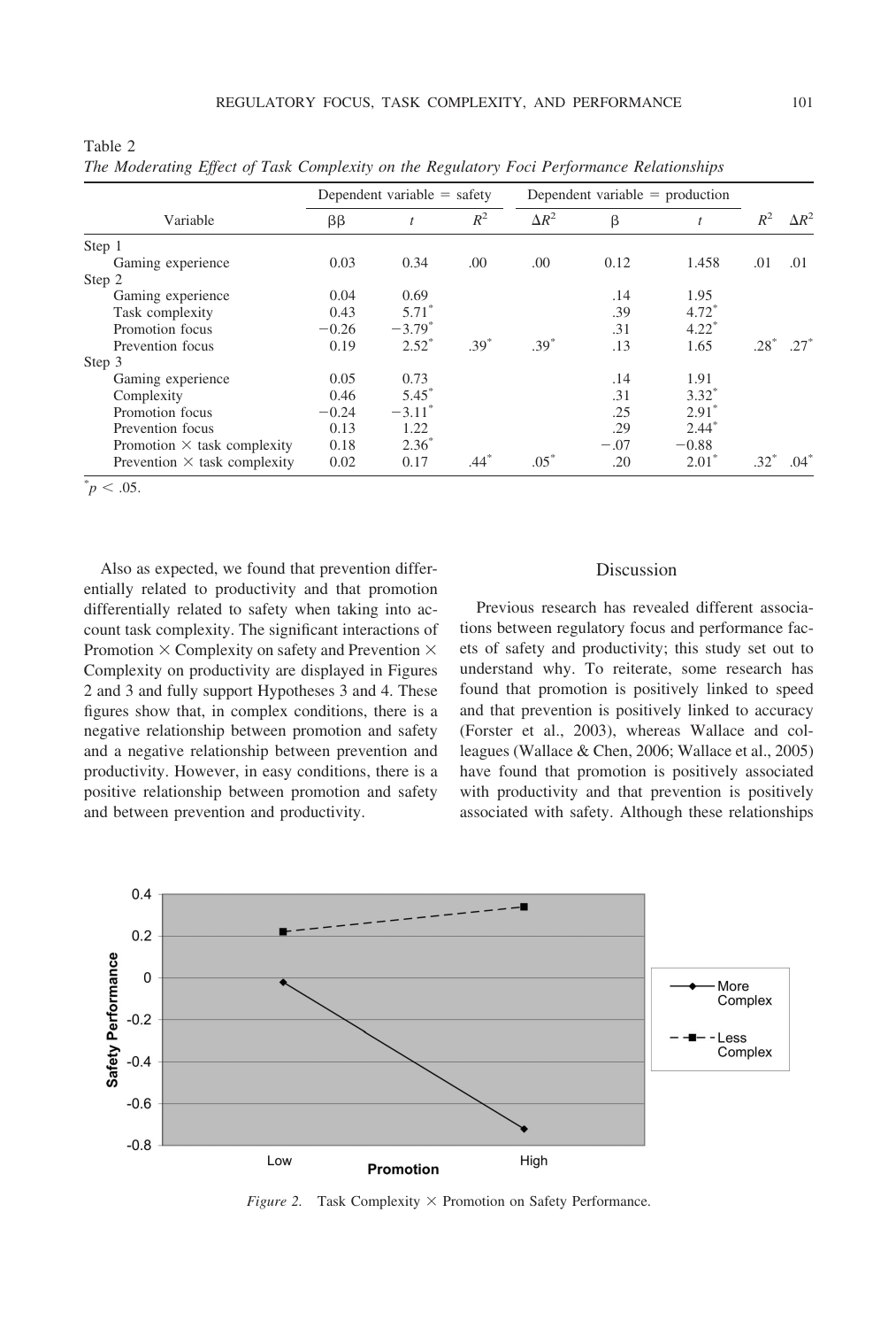Table 2
*The Moderating Effect of Task Complexity on the Regulatory Foci Performance Relationships*

| Variable | Dependent variable = safety | | | | Dependent variable = production | | | |
|---|---|---|---|---|---|---|---|---|
| | ββ | $t$ | $R^2$ | $\Delta R^2$ | β | $t$ | $R^2$ | $\Delta R^2$ |
| Step 1 | | | | | | | | |
| Gaming experience | 0.03 | 0.34 | .00 | .00 | 0.12 | 1.458 | .01 | .01 |
| Step 2 | | | | | | | | |
| Gaming experience | 0.04 | 0.69 | | | .14 | 1.95 | | |
| Task complexity | 0.43 | 5.71* | | | .39 | 4.72* | | |
| Promotion focus | −0.26 | −3.79* | | | .31 | 4.22* | | |
| Prevention focus | 0.19 | 2.52* | .39* | .39* | .13 | 1.65 | .28* | .27* |
| Step 3 | | | | | | | | |
| Gaming experience | 0.05 | 0.73 | | | .14 | 1.91 | | |
| Complexity | 0.46 | 5.45* | | | .31 | 3.32* | | |
| Promotion focus | −0.24 | −3.11* | | | .25 | 2.91* | | |
| Prevention focus | 0.13 | 1.22 | | | .29 | 2.44* | | |
| Promotion × task complexity | 0.18 | 2.36* | | | −.07 | −0.88 | | |
| Prevention × task complexity | 0.02 | 0.17 | .44* | .05* | .20 | 2.01* | .32* | .04* |

* $p < .05$.

Also as expected, we found that prevention differentially related to productivity and that promotion differentially related to safety when taking into account task complexity. The significant interactions of Promotion × Complexity on safety and Prevention × Complexity on productivity are displayed in Figures 2 and 3 and fully support Hypotheses 3 and 4. These figures show that, in complex conditions, there is a negative relationship between promotion and safety and a negative relationship between prevention and productivity. However, in easy conditions, there is a positive relationship between promotion and safety and between prevention and productivity.

## Discussion

Previous research has revealed different associations between regulatory focus and performance facets of safety and productivity; this study set out to understand why. To reiterate, some research has found that promotion is positively linked to speed and that prevention is positively linked to accuracy (Forster et al., 2003), whereas Wallace and colleagues (Wallace & Chen, 2006; Wallace et al., 2005) have found that promotion is positively associated with productivity and that prevention is positively associated with safety. Although these relationships

*Figure 2.* Task Complexity × Promotion on Safety Performance.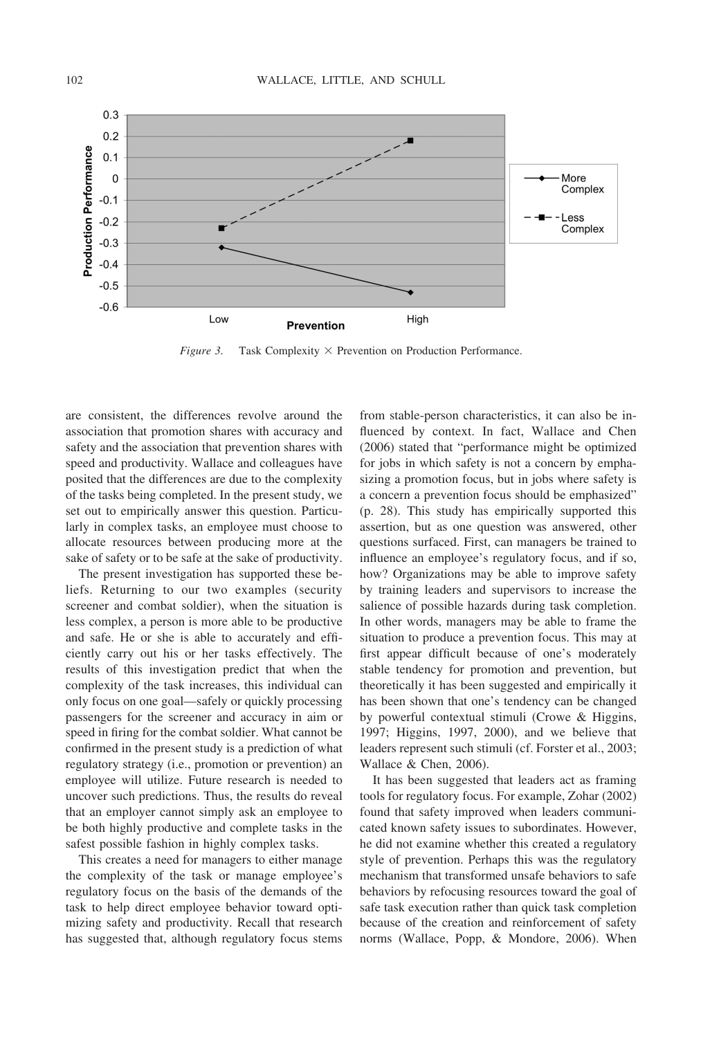0.3
0.2
0.1
0
-0.1
-0.2
-0.3
-0.4
-0.5
-0.6

Production Performance

Low

Prevention

High

More Complex

Less Complex

*Figure 3.* Task Complexity × Prevention on Production Performance.

are consistent, the differences revolve around the association that promotion shares with accuracy and safety and the association that prevention shares with speed and productivity. Wallace and colleagues have posited that the differences are due to the complexity of the tasks being completed. In the present study, we set out to empirically answer this question. Particularly in complex tasks, an employee must choose to allocate resources between producing more at the sake of safety or to be safe at the sake of productivity.

The present investigation has supported these beliefs. Returning to our two examples (security screener and combat soldier), when the situation is less complex, a person is more able to be productive and safe. He or she is able to accurately and efficiently carry out his or her tasks effectively. The results of this investigation predict that when the complexity of the task increases, this individual can only focus on one goal—safely or quickly processing passengers for the screener and accuracy in aim or speed in firing for the combat soldier. What cannot be confirmed in the present study is a prediction of what regulatory strategy (i.e., promotion or prevention) an employee will utilize. Future research is needed to uncover such predictions. Thus, the results do reveal that an employer cannot simply ask an employee to be both highly productive and complete tasks in the safest possible fashion in highly complex tasks.

This creates a need for managers to either manage the complexity of the task or manage employee's regulatory focus on the basis of the demands of the task to help direct employee behavior toward optimizing safety and productivity. Recall that research has suggested that, although regulatory focus stems from stable-person characteristics, it can also be influenced by context. In fact, Wallace and Chen (2006) stated that "performance might be optimized for jobs in which safety is not a concern by emphasizing a promotion focus, but in jobs where safety is a concern a prevention focus should be emphasized" (p. 28). This study has empirically supported this assertion, but as one question was answered, other questions surfaced. First, can managers be trained to influence an employee's regulatory focus, and if so, how? Organizations may be able to improve safety by training leaders and supervisors to increase the salience of possible hazards during task completion. In other words, managers may be able to frame the situation to produce a prevention focus. This may at first appear difficult because of one's moderately stable tendency for promotion and prevention, but theoretically it has been suggested and empirically it has been shown that one's tendency can be changed by powerful contextual stimuli (Crowe & Higgins, 1997; Higgins, 1997, 2000), and we believe that leaders represent such stimuli (cf. Forster et al., 2003; Wallace & Chen, 2006).

It has been suggested that leaders act as framing tools for regulatory focus. For example, Zohar (2002) found that safety improved when leaders communicated known safety issues to subordinates. However, he did not examine whether this created a regulatory style of prevention. Perhaps this was the regulatory mechanism that transformed unsafe behaviors to safe behaviors by refocusing resources toward the goal of safe task execution rather than quick task completion because of the creation and reinforcement of safety norms (Wallace, Popp, & Mondore, 2006). When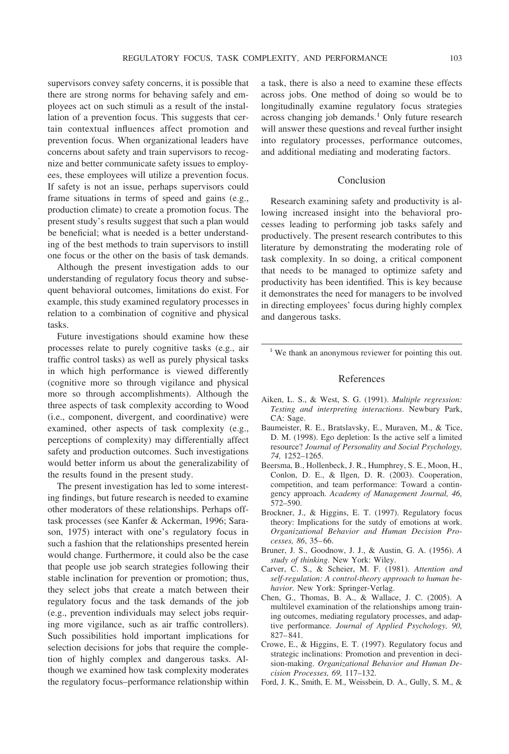supervisors convey safety concerns, it is possible that there are strong norms for behaving safely and employees act on such stimuli as a result of the installation of a prevention focus. This suggests that certain contextual influences affect promotion and prevention focus. When organizational leaders have concerns about safety and train supervisors to recognize and better communicate safety issues to employees, these employees will utilize a prevention focus. If safety is not an issue, perhaps supervisors could frame situations in terms of speed and gains (e.g., production climate) to create a promotion focus. The present study's results suggest that such a plan would be beneficial; what is needed is a better understanding of the best methods to train supervisors to instill one focus or the other on the basis of task demands.

Although the present investigation adds to our understanding of regulatory focus theory and subsequent behavioral outcomes, limitations do exist. For example, this study examined regulatory processes in relation to a combination of cognitive and physical tasks.

Future investigations should examine how these processes relate to purely cognitive tasks (e.g., air traffic control tasks) as well as purely physical tasks in which high performance is viewed differently (cognitive more so through vigilance and physical more so through accomplishments). Although the three aspects of task complexity according to Wood (i.e., component, divergent, and coordinative) were examined, other aspects of task complexity (e.g., perceptions of complexity) may differentially affect safety and production outcomes. Such investigations would better inform us about the generalizability of the results found in the present study.

The present investigation has led to some interesting findings, but future research is needed to examine other moderators of these relationships. Perhaps off-task processes (see Kanfer & Ackerman, 1996; Sarason, 1975) interact with one's regulatory focus in such a fashion that the relationships presented herein would change. Furthermore, it could also be the case that people use job search strategies following their stable inclination for prevention or promotion; thus, they select jobs that create a match between their regulatory focus and the task demands of the job (e.g., prevention individuals may select jobs requiring more vigilance, such as air traffic controllers). Such possibilities hold important implications for selection decisions for jobs that require the completion of highly complex and dangerous tasks. Although we examined how task complexity moderates the regulatory focus–performance relationship within a task, there is also a need to examine these effects across jobs. One method of doing so would be to longitudinally examine regulatory focus strategies across changing job demands.[1] Only future research will answer these questions and reveal further insight into regulatory processes, performance outcomes, and additional mediating and moderating factors.

## Conclusion

Research examining safety and productivity is allowing increased insight into the behavioral processes leading to performing job tasks safely and productively. The present research contributes to this literature by demonstrating the moderating role of task complexity. In so doing, a critical component that needs to be managed to optimize safety and productivity has been identified. This is key because it demonstrates the need for managers to be involved in directing employees' focus during highly complex and dangerous tasks.

[1] We thank an anonymous reviewer for pointing this out.

## References

Aiken, L. S., & West, S. G. (1991). *Multiple regression: Testing and interpreting interactions*. Newbury Park, CA: Sage.

Baumeister, R. E., Bratslavsky, E., Muraven, M., & Tice, D. M. (1998). Ego depletion: Is the active self a limited resource? *Journal of Personality and Social Psychology, 74,* 1252–1265.

Beersma, B., Hollenbeck, J. R., Humphrey, S. E., Moon, H., Conlon, D. E., & Ilgen, D. R. (2003). Cooperation, competition, and team performance: Toward a contingency approach. *Academy of Management Journal, 46,* 572–590.

Brockner, J., & Higgins, E. T. (1997). Regulatory focus theory: Implications for the sutdy of emotions at work. *Organizational Behavior and Human Decision Processes, 86*, 35–66.

Bruner, J. S., Goodnow, J. J., & Austin, G. A. (1956). *A study of thinking*. New York: Wiley.

Carver, C. S., & Scheier, M. F. (1981). *Attention and self-regulation: A control-theory approach to human behavior.* New York: Springer-Verlag.

Chen, G., Thomas, B. A., & Wallace, J. C. (2005). A multilevel examination of the relationships among training outcomes, mediating regulatory processes, and adaptive performance. *Journal of Applied Psychology, 90,* 827–841.

Crowe, E., & Higgins, E. T. (1997). Regulatory focus and strategic inclinations: Promotion and prevention in decision-making. *Organizational Behavior and Human Decision Processes, 69,* 117–132.

Ford, J. K., Smith, E. M., Weissbein, D. A., Gully, S. M., &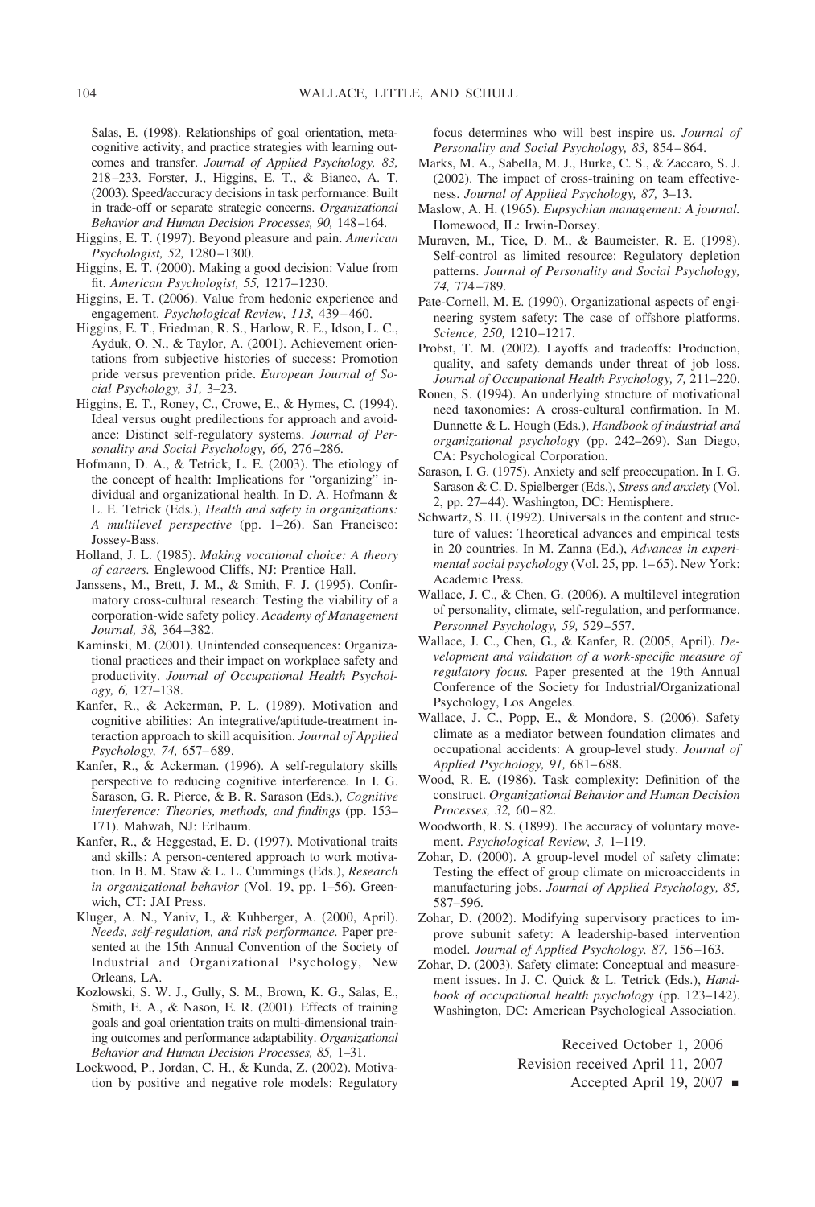Salas, E. (1998). Relationships of goal orientation, metacognitive activity, and practice strategies with learning outcomes and transfer. *Journal of Applied Psychology, 83,* 218–233. Forster, J., Higgins, E. T., & Bianco, A. T. (2003). Speed/accuracy decisions in task performance: Built in trade-off or separate strategic concerns. *Organizational Behavior and Human Decision Processes, 90,* 148–164.

Higgins, E. T. (1997). Beyond pleasure and pain. *American Psychologist, 52,* 1280–1300.

Higgins, E. T. (2000). Making a good decision: Value from fit. *American Psychologist, 55,* 1217–1230.

Higgins, E. T. (2006). Value from hedonic experience and engagement. *Psychological Review, 113,* 439–460.

Higgins, E. T., Friedman, R. S., Harlow, R. E., Idson, L. C., Ayduk, O. N., & Taylor, A. (2001). Achievement orientations from subjective histories of success: Promotion pride versus prevention pride. *European Journal of Social Psychology, 31,* 3–23.

Higgins, E. T., Roney, C., Crowe, E., & Hymes, C. (1994). Ideal versus ought predilections for approach and avoidance: Distinct self-regulatory systems. *Journal of Personality and Social Psychology, 66,* 276–286.

Hofmann, D. A., & Tetrick, L. E. (2003). The etiology of the concept of health: Implications for "organizing" individual and organizational health. In D. A. Hofmann & L. E. Tetrick (Eds.), *Health and safety in organizations: A multilevel perspective* (pp. 1–26). San Francisco: Jossey-Bass.

Holland, J. L. (1985). *Making vocational choice: A theory of careers.* Englewood Cliffs, NJ: Prentice Hall.

Janssens, M., Brett, J. M., & Smith, F. J. (1995). Confirmatory cross-cultural research: Testing the viability of a corporation-wide safety policy. *Academy of Management Journal, 38,* 364–382.

Kaminski, M. (2001). Unintended consequences: Organizational practices and their impact on workplace safety and productivity. *Journal of Occupational Health Psychology, 6,* 127–138.

Kanfer, R., & Ackerman, P. L. (1989). Motivation and cognitive abilities: An integrative/aptitude-treatment interaction approach to skill acquisition. *Journal of Applied Psychology, 74,* 657–689.

Kanfer, R., & Ackerman. (1996). A self-regulatory skills perspective to reducing cognitive interference. In I. G. Sarason, G. R. Pierce, & B. R. Sarason (Eds.), *Cognitive interference: Theories, methods, and findings* (pp. 153–171). Mahwah, NJ: Erlbaum.

Kanfer, R., & Heggestad, E. D. (1997). Motivational traits and skills: A person-centered approach to work motivation. In B. M. Staw & L. L. Cummings (Eds.), *Research in organizational behavior* (Vol. 19, pp. 1–56). Greenwich, CT: JAI Press.

Kluger, A. N., Yaniv, I., & Kuhberger, A. (2000, April). *Needs, self-regulation, and risk performance.* Paper presented at the 15th Annual Convention of the Society of Industrial and Organizational Psychology, New Orleans, LA.

Kozlowski, S. W. J., Gully, S. M., Brown, K. G., Salas, E., Smith, E. A., & Nason, E. R. (2001). Effects of training goals and goal orientation traits on multi-dimensional training outcomes and performance adaptability. *Organizational Behavior and Human Decision Processes, 85,* 1–31.

Lockwood, P., Jordan, C. H., & Kunda, Z. (2002). Motivation by positive and negative role models: Regulatory focus determines who will best inspire us. *Journal of Personality and Social Psychology, 83,* 854–864.

Marks, M. A., Sabella, M. J., Burke, C. S., & Zaccaro, S. J. (2002). The impact of cross-training on team effectiveness. *Journal of Applied Psychology, 87,* 3–13.

Maslow, A. H. (1965). *Eupsychian management: A journal.* Homewood, IL: Irwin-Dorsey.

Muraven, M., Tice, D. M., & Baumeister, R. E. (1998). Self-control as limited resource: Regulatory depletion patterns. *Journal of Personality and Social Psychology, 74,* 774–789.

Pate-Cornell, M. E. (1990). Organizational aspects of engineering system safety: The case of offshore platforms. *Science, 250,* 1210–1217.

Probst, T. M. (2002). Layoffs and tradeoffs: Production, quality, and safety demands under threat of job loss. *Journal of Occupational Health Psychology, 7,* 211–220.

Ronen, S. (1994). An underlying structure of motivational need taxonomies: A cross-cultural confirmation. In M. Dunnette & L. Hough (Eds.), *Handbook of industrial and organizational psychology* (pp. 242–269). San Diego, CA: Psychological Corporation.

Sarason, I. G. (1975). Anxiety and self preoccupation. In I. G. Sarason & C. D. Spielberger (Eds.), *Stress and anxiety* (Vol. 2, pp. 27–44). Washington, DC: Hemisphere.

Schwartz, S. H. (1992). Universals in the content and structure of values: Theoretical advances and empirical tests in 20 countries. In M. Zanna (Ed.), *Advances in experimental social psychology* (Vol. 25, pp. 1–65). New York: Academic Press.

Wallace, J. C., & Chen, G. (2006). A multilevel integration of personality, climate, self-regulation, and performance. *Personnel Psychology, 59,* 529–557.

Wallace, J. C., Chen, G., & Kanfer, R. (2005, April). *Development and validation of a work-specific measure of regulatory focus.* Paper presented at the 19th Annual Conference of the Society for Industrial/Organizational Psychology, Los Angeles.

Wallace, J. C., Popp, E., & Mondore, S. (2006). Safety climate as a mediator between foundation climates and occupational accidents: A group-level study. *Journal of Applied Psychology, 91,* 681–688.

Wood, R. E. (1986). Task complexity: Definition of the construct. *Organizational Behavior and Human Decision Processes, 32,* 60–82.

Woodworth, R. S. (1899). The accuracy of voluntary movement. *Psychological Review, 3,* 1–119.

Zohar, D. (2000). A group-level model of safety climate: Testing the effect of group climate on microaccidents in manufacturing jobs. *Journal of Applied Psychology, 85,* 587–596.

Zohar, D. (2002). Modifying supervisory practices to improve subunit safety: A leadership-based intervention model. *Journal of Applied Psychology, 87,* 156–163.

Zohar, D. (2003). Safety climate: Conceptual and measurement issues. In J. C. Quick & L. Tetrick (Eds.), *Handbook of occupational health psychology* (pp. 123–142). Washington, DC: American Psychological Association.

Received October 1, 2006
Revision received April 11, 2007
Accepted April 19, 2007 ■